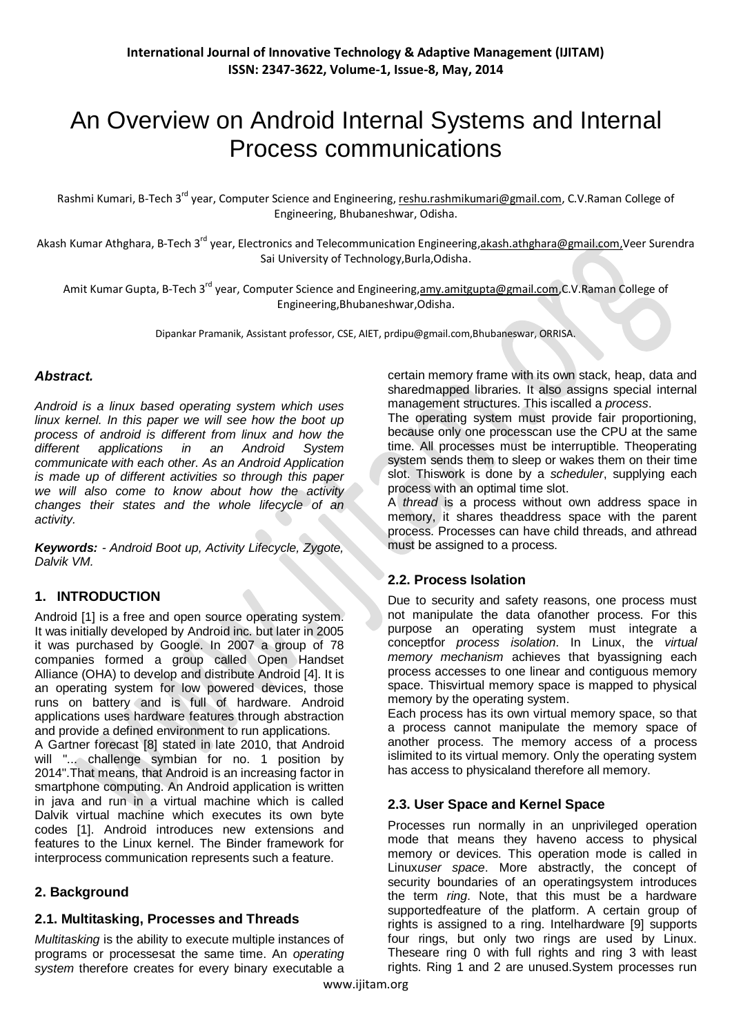# An Overview on Android Internal Systems and Internal Process communications

Rashmi Kumari, B-Tech 3rd year, Computer Science and Engineering, reshu.rashmikumari@gmail.com, C.V.Raman College of Engineering, Bhubaneshwar, Odisha.

Akash Kumar Athghara, B-Tech 3rd year, Electronics and Telecommunication Engineering,akash.athghara@gmail.com,Veer Surendra Sai University of Technology,Burla,Odisha.

Amit Kumar Gupta, B-Tech 3rd year, Computer Science and Engineering,amy.amitgupta@gmail.com,C.V.Raman College of Engineering,Bhubaneshwar,Odisha.

Dipankar Pramanik, Assistant professor, CSE, AIET, prdipu@gmail.com,Bhubaneswar, ORRISA.

***Abstract.***

*Android is a linux based operating system which uses linux kernel. In this paper we will see how the boot up process of android is different from linux and how the different applications in an Android System communicate with each other. As an Android Application is made up of different activities so through this paper we will also come to know about how the activity changes their states and the whole lifecycle of an activity.*

***Keywords:*** *- Android Boot up, Activity Lifecycle, Zygote, Dalvik VM.*

## 1. INTRODUCTION

Android [1] is a free and open source operating system. It was initially developed by Android inc. but later in 2005 it was purchased by Google. In 2007 a group of 78 companies formed a group called Open Handset Alliance (OHA) to develop and distribute Android [4]. It is an operating system for low powered devices, those runs on battery and is full of hardware. Android applications uses hardware features through abstraction and provide a defined environment to run applications.

A Gartner forecast [8] stated in late 2010, that Android will "... challenge symbian for no. 1 position by 2014".That means, that Android is an increasing factor in smartphone computing. An Android application is written in java and run in a virtual machine which is called Dalvik virtual machine which executes its own byte codes [1]. Android introduces new extensions and features to the Linux kernel. The Binder framework for interprocess communication represents such a feature.

## 2. Background

### 2.1. Multitasking, Processes and Threads

*Multitasking* is the ability to execute multiple instances of programs or processesat the same time. An *operating system* therefore creates for every binary executable a certain memory frame with its own stack, heap, data and sharedmapped libraries. It also assigns special internal management structures. This iscalled a *process*.

The operating system must provide fair proportioning, because only one processcan use the CPU at the same time. All processes must be interruptible. Theoperating system sends them to sleep or wakes them on their time slot. Thiswork is done by a *scheduler*, supplying each process with an optimal time slot.

A *thread* is a process without own address space in memory, it shares theaddress space with the parent process. Processes can have child threads, and athread must be assigned to a process.

### 2.2. Process Isolation

Due to security and safety reasons, one process must not manipulate the data ofanother process. For this purpose an operating system must integrate a conceptfor *process isolation*. In Linux, the *virtual memory mechanism* achieves that byassigning each process accesses to one linear and contiguous memory space. Thisvirtual memory space is mapped to physical memory by the operating system.

Each process has its own virtual memory space, so that a process cannot manipulate the memory space of another process. The memory access of a process islimited to its virtual memory. Only the operating system has access to physicaland therefore all memory.

### 2.3. User Space and Kernel Space

Processes run normally in an unprivileged operation mode that means they haveno access to physical memory or devices. This operation mode is called in Linux*user space*. More abstractly, the concept of security boundaries of an operatingsystem introduces the term *ring*. Note, that this must be a hardware supportedfeature of the platform. A certain group of rights is assigned to a ring. Intelhardware [9] supports four rings, but only two rings are used by Linux. Theseare ring 0 with full rights and ring 3 with least rights. Ring 1 and 2 are unused.System processes run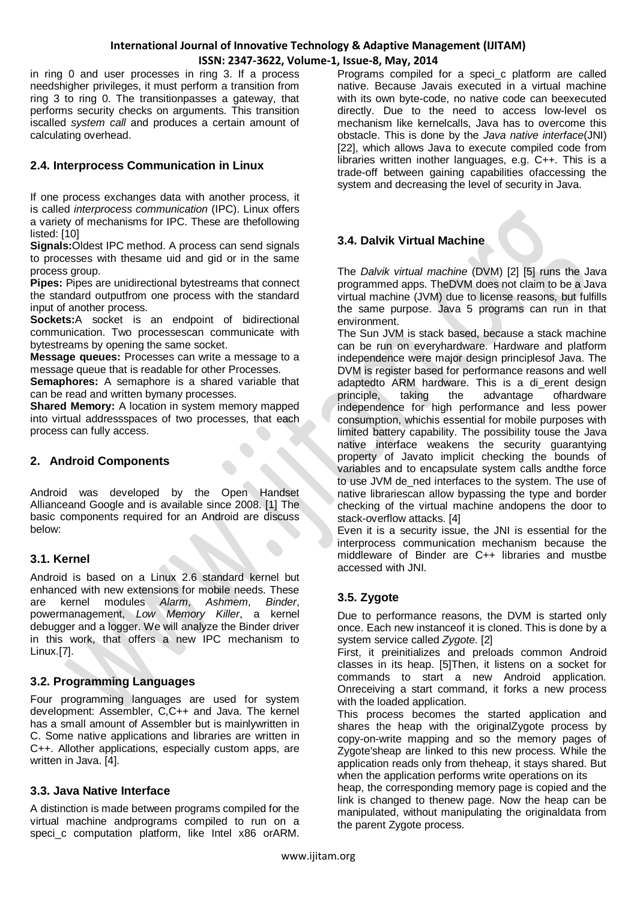in ring 0 and user processes in ring 3. If a process needshigher privileges, it must perform a transition from ring 3 to ring 0. The transitionpasses a gateway, that performs security checks on arguments. This transition iscalled *system call* and produces a certain amount of calculating overhead.

### 2.4. Interprocess Communication in Linux

If one process exchanges data with another process, it is called *interprocess communication* (IPC). Linux offers a variety of mechanisms for IPC. These are thefollowing listed: [10]

**Signals:**Oldest IPC method. A process can send signals to processes with thesame uid and gid or in the same process group.

**Pipes:** Pipes are unidirectional bytestreams that connect the standard outputfrom one process with the standard input of another process.

**Sockets:**A socket is an endpoint of bidirectional communication. Two processescan communicate with bytestreams by opening the same socket.

**Message queues:** Processes can write a message to a message queue that is readable for other Processes.

**Semaphores:** A semaphore is a shared variable that can be read and written bymany processes.

**Shared Memory:** A location in system memory mapped into virtual addressspaces of two processes, that each process can fully access.

## 2. Android Components

Android was developed by the Open Handset Allianceand Google and is available since 2008. [1] The basic components required for an Android are discuss below:

### 3.1. Kernel

Android is based on a Linux 2.6 standard kernel but enhanced with new extensions for mobile needs. These are kernel modules *Alarm*, *Ashmem*, *Binder*, powermanagement, *Low Memory Killer*, a kernel debugger and a logger. We will analyze the Binder driver in this work, that offers a new IPC mechanism to Linux.[7].

### 3.2. Programming Languages

Four programming languages are used for system development: Assembler, C,C++ and Java. The kernel has a small amount of Assembler but is mainlywritten in C. Some native applications and libraries are written in C++. Allother applications, especially custom apps, are written in Java. [4].

### 3.3. Java Native Interface

A distinction is made between programs compiled for the virtual machine andprograms compiled to run on a speci_c computation platform, like Intel x86 orARM. Programs compiled for a speci_c platform are called native. Because Javais executed in a virtual machine with its own byte-code, no native code can beexecuted directly. Due to the need to access low-level os mechanism like kernelcalls, Java has to overcome this obstacle. This is done by the *Java native interface*(JNI) [22], which allows Java to execute compiled code from libraries written inother languages, e.g. C++. This is a trade-off between gaining capabilities ofaccessing the system and decreasing the level of security in Java.

### 3.4. Dalvik Virtual Machine

The *Dalvik virtual machine* (DVM) [2] [5] runs the Java programmed apps. TheDVM does not claim to be a Java virtual machine (JVM) due to license reasons, but fulfills the same purpose. Java 5 programs can run in that environment.

The Sun JVM is stack based, because a stack machine can be run on everyhardware. Hardware and platform independence were major design principlesof Java. The DVM is register based for performance reasons and well adaptedto ARM hardware. This is a di_erent design principle, taking the advantage ofhardware independence for high performance and less power consumption, whichis essential for mobile purposes with limited battery capability. The possibility touse the Java native interface weakens the security guarantying property of Javato implicit checking the bounds of variables and to encapsulate system calls andthe force to use JVM de_ned interfaces to the system. The use of native librariescan allow bypassing the type and border checking of the virtual machine andopens the door to stack-overflow attacks. [4]

Even it is a security issue, the JNI is essential for the interprocess communication mechanism because the middleware of Binder are C++ libraries and mustbe accessed with JNI.

### 3.5. Zygote

Due to performance reasons, the DVM is started only once. Each new instanceof it is cloned. This is done by a system service called *Zygote*. [2]

First, it preinitializes and preloads common Android classes in its heap. [5]Then, it listens on a socket for commands to start a new Android application. Onreceiving a start command, it forks a new process with the loaded application.

This process becomes the started application and shares the heap with the originalZygote process by copy-on-write mapping and so the memory pages of Zygote'sheap are linked to this new process. While the application reads only from theheap, it stays shared. But when the application performs write operations on its heap, the corresponding memory page is copied and the link is changed to thenew page. Now the heap can be manipulated, without manipulating the originaldata from the parent Zygote process.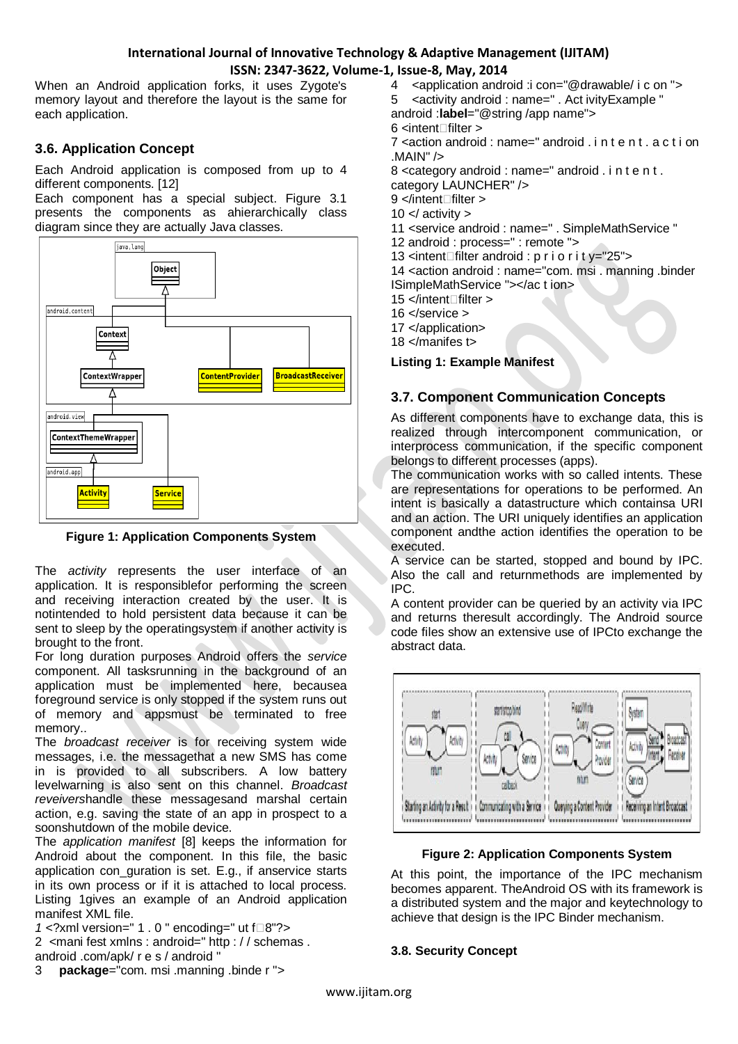When an Android application forks, it uses Zygote's memory layout and therefore the layout is the same for each application.

### 3.6. Application Concept

Each Android application is composed from up to 4 different components. [12]

Each component has a special subject. Figure 3.1 presents the components as ahierarchically class diagram since they are actually Java classes.

**Figure 1: Application Components System**

The *activity* represents the user interface of an application. It is responsiblefor performing the screen and receiving interaction created by the user. It is notintended to hold persistent data because it can be sent to sleep by the operatingsystem if another activity is brought to the front.

For long duration purposes Android offers the *service* component. All tasksrunning in the background of an application must be implemented here, becausea foreground service is only stopped if the system runs out of memory and appsmust be terminated to free memory..

The *broadcast receiver* is for receiving system wide messages, i.e. the messagethat a new SMS has come in is provided to all subscribers. A low battery levelwarning is also sent on this channel. *Broadcast reveivers*handle these messagesand marshal certain action, e.g. saving the state of an app in prospect to a soonshutdown of the mobile device.

The *application manifest* [8] keeps the information for Android about the component. In this file, the basic application con_guration is set. E.g., if anservice starts in its own process or if it is attached to local process. Listing 1gives an example of an Android application manifest XML file.

```
1 <?xml version=" 1 . 0 " encoding=" ut f 8"?>
2 <mani fest xmlns : android=" http : / / schemas . android .com/apk/ r e s / android "
3 package="com. msi .manning .binde r ">
4 <application android :i con="@drawable/ i c on ">
5 <activity android : name=" . Act ivityExample " android :label="@string /app name">
6 <intent filter >
7 <action android : name=" android . i n t e n t . a c t i on .MAIN" />
8 <category android : name=" android . i n t e n t . category LAUNCHER" />
9 </intent filter >
10 </ activity >
11 <service android : name=" . SimpleMathService "
12 android : process=" : remote ">
13 <intent filter android : p r i o r i t y="25">
14 <action android : name="com. msi . manning .binder ISimpleMathService "></ac t ion>
15 </intent filter >
16 </service >
17 </application>
18 </manifes t>
```

**Listing 1: Example Manifest**

### 3.7. Component Communication Concepts

As different components have to exchange data, this is realized through intercomponent communication, or interprocess communication, if the specific component belongs to different processes (apps).

The communication works with so called intents. These are representations for operations to be performed. An intent is basically a datastructure which containsa URI and an action. The URI uniquely identifies an application component andthe action identifies the operation to be executed.

A service can be started, stopped and bound by IPC. Also the call and returnmethods are implemented by IPC.

A content provider can be queried by an activity via IPC and returns theresult accordingly. The Android source code files show an extensive use of IPCto exchange the abstract data.

**Figure 2: Application Components System**

At this point, the importance of the IPC mechanism becomes apparent. TheAndroid OS with its framework is a distributed system and the major and keytechnology to achieve that design is the IPC Binder mechanism.

### 3.8. Security Concept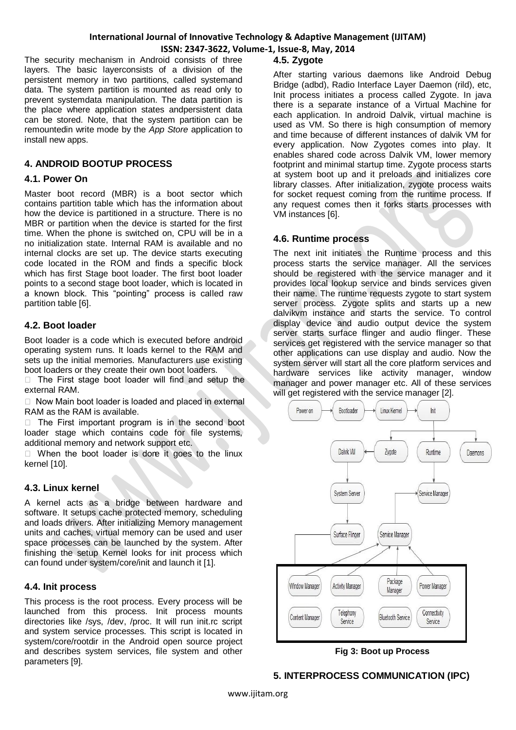The security mechanism in Android consists of three layers. The basic layerconsists of a division of the persistent memory in two partitions, called systemand data. The system partition is mounted as read only to prevent systemdata manipulation. The data partition is the place where application states andpersistent data can be stored. Note, that the system partition can be remountedin write mode by the *App Store* application to install new apps.

## 4. ANDROID BOOTUP PROCESS

### 4.1. Power On

Master boot record (MBR) is a boot sector which contains partition table which has the information about how the device is partitioned in a structure. There is no MBR or partition when the device is started for the first time. When the phone is switched on, CPU will be in a no initialization state. Internal RAM is available and no internal clocks are set up. The device starts executing code located in the ROM and finds a specific block which has first Stage boot loader. The first boot loader points to a second stage boot loader, which is located in a known block. This "pointing" process is called raw partition table [6].

### 4.2. Boot loader

Boot loader is a code which is executed before android operating system runs. It loads kernel to the RAM and sets up the initial memories. Manufacturers use existing boot loaders or they create their own boot loaders.

- The First stage boot loader will find and setup the external RAM.
- Now Main boot loader is loaded and placed in external RAM as the RAM is available.
- The First important program is in the second boot loader stage which contains code for file systems, additional memory and network support etc.
- When the boot loader is done it goes to the linux kernel [10].

### 4.3. Linux kernel

A kernel acts as a bridge between hardware and software. It setups cache protected memory, scheduling and loads drivers. After initializing Memory management units and caches, virtual memory can be used and user space processes can be launched by the system. After finishing the setup Kernel looks for init process which can found under system/core/init and launch it [1].

### 4.4. Init process

This process is the root process. Every process will be launched from this process. Init process mounts directories like /sys, /dev, /proc. It will run init.rc script and system service processes. This script is located in system/core/rootdir in the Android open source project and describes system services, file system and other parameters [9].

### 4.5. Zygote

After starting various daemons like Android Debug Bridge (adbd), Radio Interface Layer Daemon (rild), etc, Init process initiates a process called Zygote. In java there is a separate instance of a Virtual Machine for each application. In android Dalvik, virtual machine is used as VM. So there is high consumption of memory and time because of different instances of dalvik VM for every application. Now Zygotes comes into play. It enables shared code across Dalvik VM, lower memory footprint and minimal startup time. Zygote process starts at system boot up and it preloads and initializes core library classes. After initialization, zygote process waits for socket request coming from the runtime process. If any request comes then it forks starts processes with VM instances [6].

### 4.6. Runtime process

The next init initiates the Runtime process and this process starts the service manager. All the services should be registered with the service manager and it provides local lookup service and binds services given their name. The runtime requests zygote to start system server process. Zygote splits and starts up a new dalvikvm instance and starts the service. To control display device and audio output device the system server starts surface flinger and audio flinger. These services get registered with the service manager so that other applications can use display and audio. Now the system server will start all the core platform services and hardware services like activity manager, window manager and power manager etc. All of these services will get registered with the service manager [2].

**Fig 3: Boot up Process**

## 5. INTERPROCESS COMMUNICATION (IPC)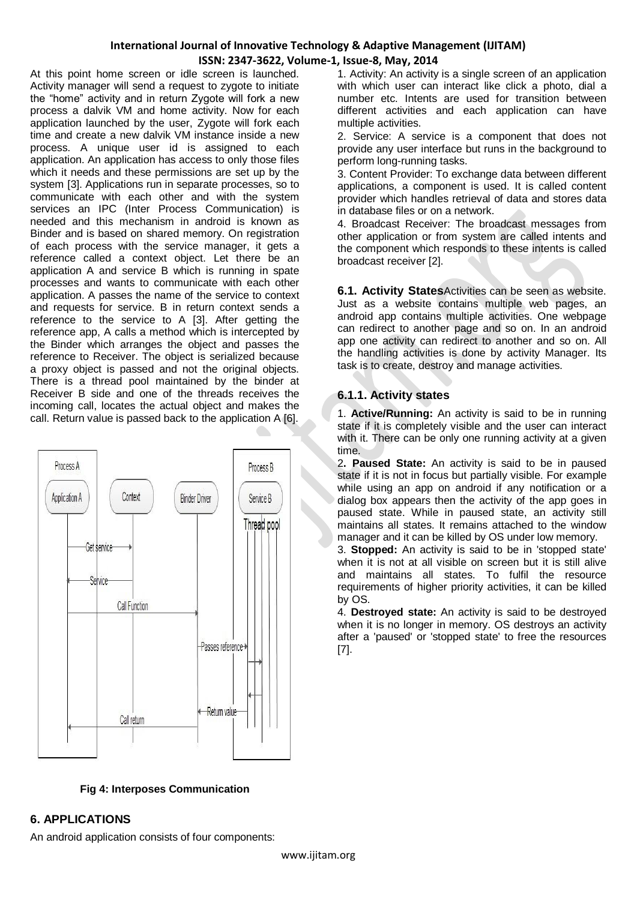At this point home screen or idle screen is launched. Activity manager will send a request to zygote to initiate the "home" activity and in return Zygote will fork a new process a dalvik VM and home activity. Now for each application launched by the user, Zygote will fork each time and create a new dalvik VM instance inside a new process. A unique user id is assigned to each application. An application has access to only those files which it needs and these permissions are set up by the system [3]. Applications run in separate processes, so to communicate with each other and with the system services an IPC (Inter Process Communication) is needed and this mechanism in android is known as Binder and is based on shared memory. On registration of each process with the service manager, it gets a reference called a context object. Let there be an application A and service B which is running in spate processes and wants to communicate with each other application. A passes the name of the service to context and requests for service. B in return context sends a reference to the service to A [3]. After getting the reference app, A calls a method which is intercepted by the Binder which arranges the object and passes the reference to Receiver. The object is serialized because a proxy object is passed and not the original objects. There is a thread pool maintained by the binder at Receiver B side and one of the threads receives the incoming call, locates the actual object and makes the call. Return value is passed back to the application A [6].

**Fig 4: Interposes Communication**

## 6. APPLICATIONS

An android application consists of four components:

1. Activity: An activity is a single screen of an application with which user can interact like click a photo, dial a number etc. Intents are used for transition between different activities and each application can have multiple activities.

2. Service: A service is a component that does not provide any user interface but runs in the background to perform long-running tasks.

3. Content Provider: To exchange data between different applications, a component is used. It is called content provider which handles retrieval of data and stores data in database files or on a network.

4. Broadcast Receiver: The broadcast messages from other application or from system are called intents and the component which responds to these intents is called broadcast receiver [2].

**6.1. Activity States**Activities can be seen as website. Just as a website contains multiple web pages, an android app contains multiple activities. One webpage can redirect to another page and so on. In an android app one activity can redirect to another and so on. All the handling activities is done by activity Manager. Its task is to create, destroy and manage activities.

### 6.1.1. Activity states

1. **Active/Running:** An activity is said to be in running state if it is completely visible and the user can interact with it. There can be only one running activity at a given time.

2**. Paused State:** An activity is said to be in paused state if it is not in focus but partially visible. For example while using an app on android if any notification or a dialog box appears then the activity of the app goes in paused state. While in paused state, an activity still maintains all states. It remains attached to the window manager and it can be killed by OS under low memory.

3. **Stopped:** An activity is said to be in 'stopped state' when it is not at all visible on screen but it is still alive and maintains all states. To fulfil the resource requirements of higher priority activities, it can be killed by OS.

4. **Destroyed state:** An activity is said to be destroyed when it is no longer in memory. OS destroys an activity after a 'paused' or 'stopped state' to free the resources [7].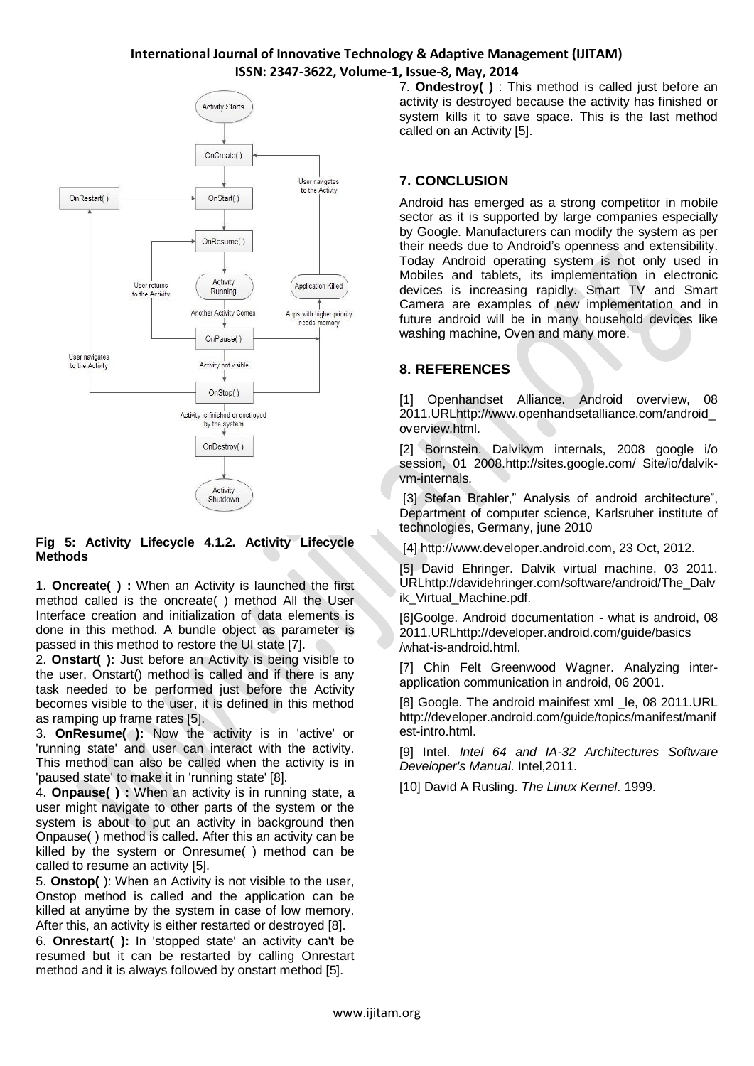Activity Starts

OnCreate( )

User navigates to the Activity

OnRestart( )

OnStart( )

OnResume( )

User returns to the Activity

Activity Running

Application Killed

Another Activity Comes

Apps with higher priority needs memory

OnPause( )

User navigates to the Activity

Activity not visible

OnStop( )

Activity is finished or destroyed by the system

OnDestroy( )

Activity Shutdown

**Fig 5: Activity Lifecycle 4.1.2. Activity Lifecycle Methods**

1. **Oncreate( ) :** When an Activity is launched the first method called is the oncreate( ) method All the User Interface creation and initialization of data elements is done in this method. A bundle object as parameter is passed in this method to restore the UI state [7].

2. **Onstart( ):** Just before an Activity is being visible to the user, Onstart() method is called and if there is any task needed to be performed just before the Activity becomes visible to the user, it is defined in this method as ramping up frame rates [5].

3. **OnResume( ):** Now the activity is in 'active' or 'running state' and user can interact with the activity. This method can also be called when the activity is in 'paused state' to make it in 'running state' [8].

4. **Onpause( ) :** When an activity is in running state, a user might navigate to other parts of the system or the system is about to put an activity in background then Onpause( ) method is called. After this an activity can be killed by the system or Onresume( ) method can be called to resume an activity [5].

5. **Onstop(** ): When an Activity is not visible to the user, Onstop method is called and the application can be killed at anytime by the system in case of low memory. After this, an activity is either restarted or destroyed [8].

6. **Onrestart( ):** In 'stopped state' an activity can't be resumed but it can be restarted by calling Onrestart method and it is always followed by onstart method [5].

7. **Ondestroy( )** : This method is called just before an activity is destroyed because the activity has finished or system kills it to save space. This is the last method called on an Activity [5].

## 7. CONCLUSION

Android has emerged as a strong competitor in mobile sector as it is supported by large companies especially by Google. Manufacturers can modify the system as per their needs due to Android's openness and extensibility. Today Android operating system is not only used in Mobiles and tablets, its implementation in electronic devices is increasing rapidly. Smart TV and Smart Camera are examples of new implementation and in future android will be in many household devices like washing machine, Oven and many more.

## 8. REFERENCES

[1] Openhandset Alliance. Android overview, 08 2011.URLhttp://www.openhandsetalliance.com/android_overview.html.

[2] Bornstein. Dalvikvm internals, 2008 google i/o session, 01 2008.http://sites.google.com/ Site/io/dalvik-vm-internals.

[3] Stefan Brahler," Analysis of android architecture", Department of computer science, Karlsruher institute of technologies, Germany, june 2010

[4] http://www.developer.android.com, 23 Oct, 2012.

[5] David Ehringer. Dalvik virtual machine, 03 2011. URLhttp://davidehringer.com/software/android/The_Dalvik_Virtual_Machine.pdf.

[6]Goolge. Android documentation - what is android, 08 2011.URLhttp://developer.android.com/guide/basics /what-is-android.html.

[7] Chin Felt Greenwood Wagner. Analyzing inter-application communication in android, 06 2001.

[8] Google. The android mainifest xml _le, 08 2011.URL http://developer.android.com/guide/topics/manifest/manifest-intro.html.

[9] Intel. *Intel 64 and IA-32 Architectures Software Developer's Manual*. Intel,2011.

[10] David A Rusling. *The Linux Kernel*. 1999.